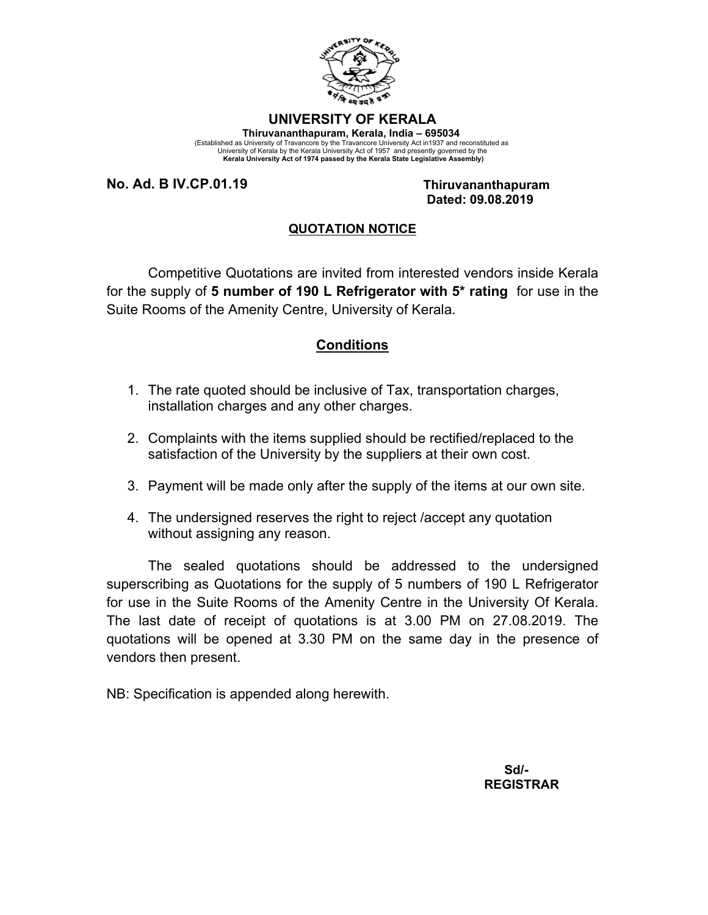# UNIVERSITY OF KERALA

**Thiruvananthapuram, Kerala, India – 695034**

(Established as University of Travancore by the Travancore University Act in1937 and reconstituted as University of Kerala by the Kerala University Act of 1957 and presently governed by the **Kerala University Act of 1974 passed by the Kerala State Legislative Assembly)**

**No. Ad. B IV.CP.01.19**

**Thiruvananthapuram**
**Dated: 09.08.2019**

## QUOTATION NOTICE

Competitive Quotations are invited from interested vendors inside Kerala for the supply of **5 number of 190 L Refrigerator with 5* rating** for use in the Suite Rooms of the Amenity Centre, University of Kerala.

## Conditions

1. The rate quoted should be inclusive of Tax, transportation charges, installation charges and any other charges.
2. Complaints with the items supplied should be rectified/replaced to the satisfaction of the University by the suppliers at their own cost.
3. Payment will be made only after the supply of the items at our own site.
4. The undersigned reserves the right to reject /accept any quotation without assigning any reason.

The sealed quotations should be addressed to the undersigned superscribing as Quotations for the supply of 5 numbers of 190 L Refrigerator for use in the Suite Rooms of the Amenity Centre in the University Of Kerala. The last date of receipt of quotations is at 3.00 PM on 27.08.2019. The quotations will be opened at 3.30 PM on the same day in the presence of vendors then present.

NB: Specification is appended along herewith.

**Sd/-**
**REGISTRAR**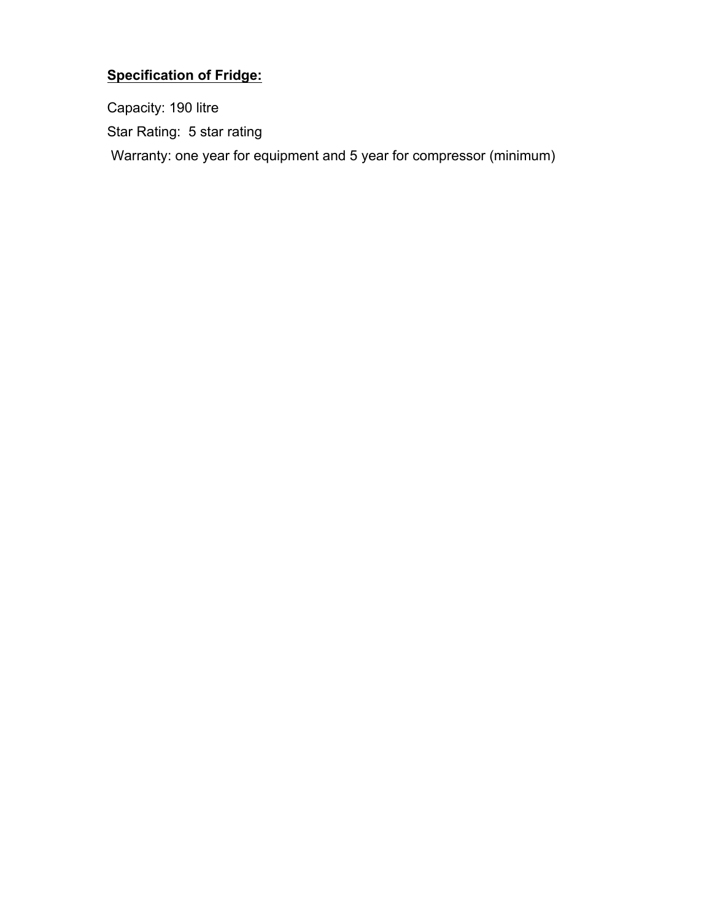**<u>Specification of Fridge:</u>**

Capacity: 190 litre

Star Rating: 5 star rating

Warranty: one year for equipment and 5 year for compressor (minimum)